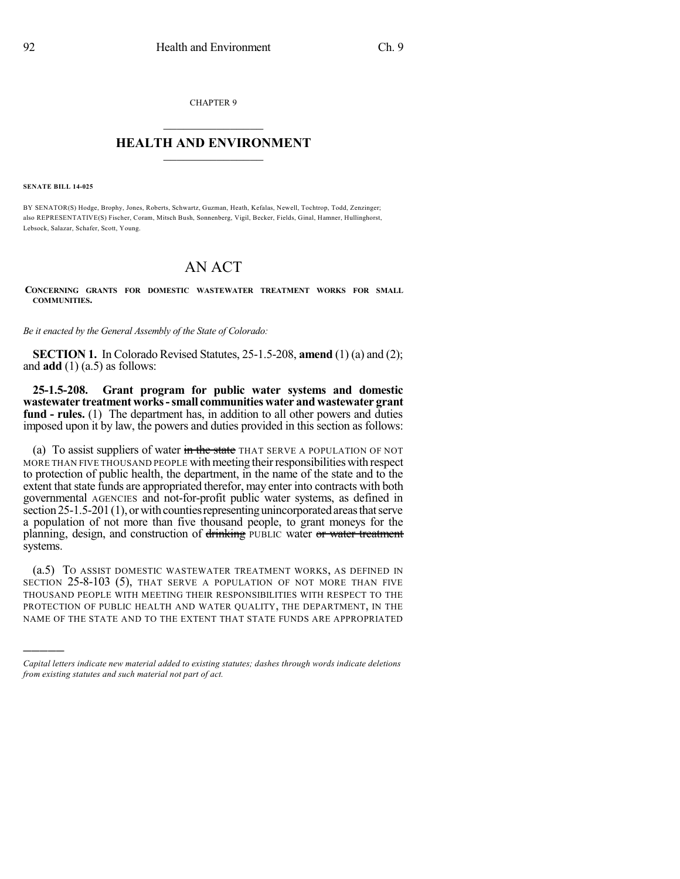CHAPTER 9

## HEALTH AND ENVIRONMENT

**SENATE BILL 14-025**

BY SENATOR(S) Hodge, Brophy, Jones, Roberts, Schwartz, Guzman, Heath, Kefalas, Newell, Tochtrop, Todd, Zenzinger;
also REPRESENTATIVE(S) Fischer, Coram, Mitsch Bush, Sonnenberg, Vigil, Becker, Fields, Ginal, Hamner, Hullinghorst, Lebsock, Salazar, Schafer, Scott, Young.

# AN ACT

**CONCERNING GRANTS FOR DOMESTIC WASTEWATER TREATMENT WORKS FOR SMALL COMMUNITIES.**

*Be it enacted by the General Assembly of the State of Colorado:*

**SECTION 1.** In Colorado Revised Statutes, 25-1.5-208, **amend** (1) (a) and (2); and **add** (1) (a.5) as follows:

**25-1.5-208. Grant program for public water systems and domestic wastewater treatment works - small communities water and wastewater grant fund - rules.** (1) The department has, in addition to all other powers and duties imposed upon it by law, the powers and duties provided in this section as follows:

(a) To assist suppliers of water ~~in the state~~ THAT SERVE A POPULATION OF NOT MORE THAN FIVE THOUSAND PEOPLE with meeting their responsibilities with respect to protection of public health, the department, in the name of the state and to the extent that state funds are appropriated therefor, may enter into contracts with both governmental AGENCIES and not-for-profit public water systems, as defined in section 25-1.5-201 (1), or with counties representing unincorporated areas that serve a population of not more than five thousand people, to grant moneys for the planning, design, and construction of ~~drinking~~ PUBLIC water ~~or water treatment~~ systems.

(a.5) TO ASSIST DOMESTIC WASTEWATER TREATMENT WORKS, AS DEFINED IN SECTION 25-8-103 (5), THAT SERVE A POPULATION OF NOT MORE THAN FIVE THOUSAND PEOPLE WITH MEETING THEIR RESPONSIBILITIES WITH RESPECT TO THE PROTECTION OF PUBLIC HEALTH AND WATER QUALITY, THE DEPARTMENT, IN THE NAME OF THE STATE AND TO THE EXTENT THAT STATE FUNDS ARE APPROPRIATED

*Capital letters indicate new material added to existing statutes; dashes through words indicate deletions from existing statutes and such material not part of act.*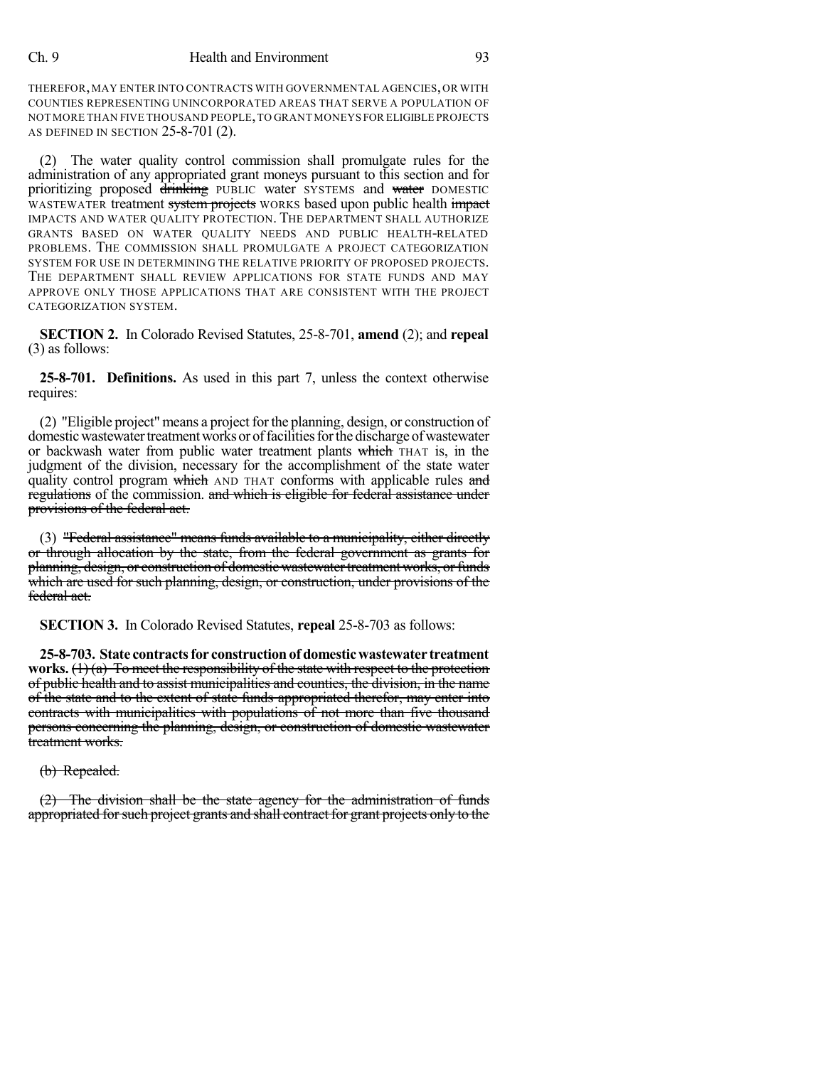THEREFOR, MAY ENTER INTO CONTRACTS WITH GOVERNMENTAL AGENCIES, OR WITH COUNTIES REPRESENTING UNINCORPORATED AREAS THAT SERVE A POPULATION OF NOT MORE THAN FIVE THOUSAND PEOPLE, TO GRANT MONEYS FOR ELIGIBLE PROJECTS AS DEFINED IN SECTION 25-8-701 (2).

(2) The water quality control commission shall promulgate rules for the administration of any appropriated grant moneys pursuant to this section and for prioritizing proposed ~~drinking~~ PUBLIC water SYSTEMS and ~~water~~ DOMESTIC WASTEWATER treatment ~~system projects~~ WORKS based upon public health ~~impact~~ IMPACTS AND WATER QUALITY PROTECTION. THE DEPARTMENT SHALL AUTHORIZE GRANTS BASED ON WATER QUALITY NEEDS AND PUBLIC HEALTH-RELATED PROBLEMS. THE COMMISSION SHALL PROMULGATE A PROJECT CATEGORIZATION SYSTEM FOR USE IN DETERMINING THE RELATIVE PRIORITY OF PROPOSED PROJECTS. THE DEPARTMENT SHALL REVIEW APPLICATIONS FOR STATE FUNDS AND MAY APPROVE ONLY THOSE APPLICATIONS THAT ARE CONSISTENT WITH THE PROJECT CATEGORIZATION SYSTEM.

**SECTION 2.** In Colorado Revised Statutes, 25-8-701, **amend** (2); and **repeal** (3) as follows:

**25-8-701. Definitions.** As used in this part 7, unless the context otherwise requires:

(2) "Eligible project" means a project for the planning, design, or construction of domestic wastewater treatment works or of facilities for the discharge of wastewater or backwash water from public water treatment plants ~~which~~ THAT is, in the judgment of the division, necessary for the accomplishment of the state water quality control program ~~which~~ AND THAT conforms with applicable rules ~~and regulations~~ of the commission. ~~and which is eligible for federal assistance under provisions of the federal act.~~

(3) ~~"Federal assistance" means funds available to a municipality, either directly or through allocation by the state, from the federal government as grants for planning, design, or construction of domestic wastewater treatment works, or funds which are used for such planning, design, or construction, under provisions of the federal act.~~

**SECTION 3.** In Colorado Revised Statutes, **repeal** 25-8-703 as follows:

**25-8-703. State contracts for construction of domestic wastewater treatment works.** ~~(1) (a) To meet the responsibility of the state with respect to the protection of public health and to assist municipalities and counties, the division, in the name of the state and to the extent of state funds appropriated therefor, may enter into contracts with municipalities with populations of not more than five thousand persons concerning the planning, design, or construction of domestic wastewater treatment works.~~

~~(b) Repealed.~~

~~(2) The division shall be the state agency for the administration of funds appropriated for such project grants and shall contract for grant projects only to the~~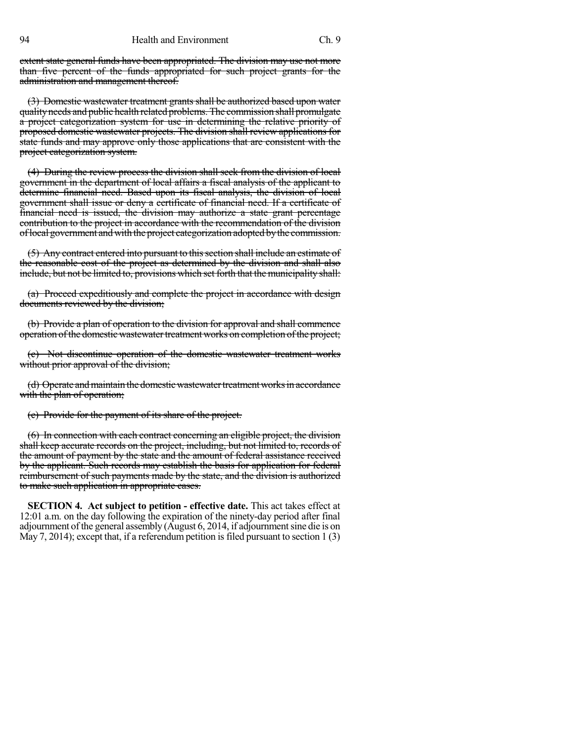~~extent state general funds have been appropriated. The division may use not more than five percent of the funds appropriated for such project grants for the administration and management thereof.~~

~~(3) Domestic wastewater treatment grants shall be authorized based upon water quality needs and public health related problems. The commission shall promulgate a project categorization system for use in determining the relative priority of proposed domestic wastewater projects. The division shall review applications for state funds and may approve only those applications that are consistent with the project categorization system.~~

~~(4) During the review process the division shall seek from the division of local government in the department of local affairs a fiscal analysis of the applicant to determine financial need. Based upon its fiscal analysis, the division of local government shall issue or deny a certificate of financial need. If a certificate of financial need is issued, the division may authorize a state grant percentage contribution to the project in accordance with the recommendation of the division of local government and with the project categorization adopted by the commission.~~

~~(5) Any contract entered into pursuant to this section shall include an estimate of the reasonable cost of the project as determined by the division and shall also include, but not be limited to, provisions which set forth that the municipality shall:~~

~~(a) Proceed expeditiously and complete the project in accordance with design documents reviewed by the division;~~

~~(b) Provide a plan of operation to the division for approval and shall commence operation of the domestic wastewater treatment works on completion of the project;~~

~~(c) Not discontinue operation of the domestic wastewater treatment works without prior approval of the division;~~

~~(d) Operate and maintain the domestic wastewater treatment works in accordance with the plan of operation;~~

~~(e) Provide for the payment of its share of the project.~~

~~(6) In connection with each contract concerning an eligible project, the division shall keep accurate records on the project, including, but not limited to, records of the amount of payment by the state and the amount of federal assistance received by the applicant. Such records may establish the basis for application for federal reimbursement of such payments made by the state, and the division is authorized to make such application in appropriate cases.~~

**SECTION 4. Act subject to petition - effective date.** This act takes effect at 12:01 a.m. on the day following the expiration of the ninety-day period after final adjournment of the general assembly (August 6, 2014, if adjournment sine die is on May 7, 2014); except that, if a referendum petition is filed pursuant to section 1 (3)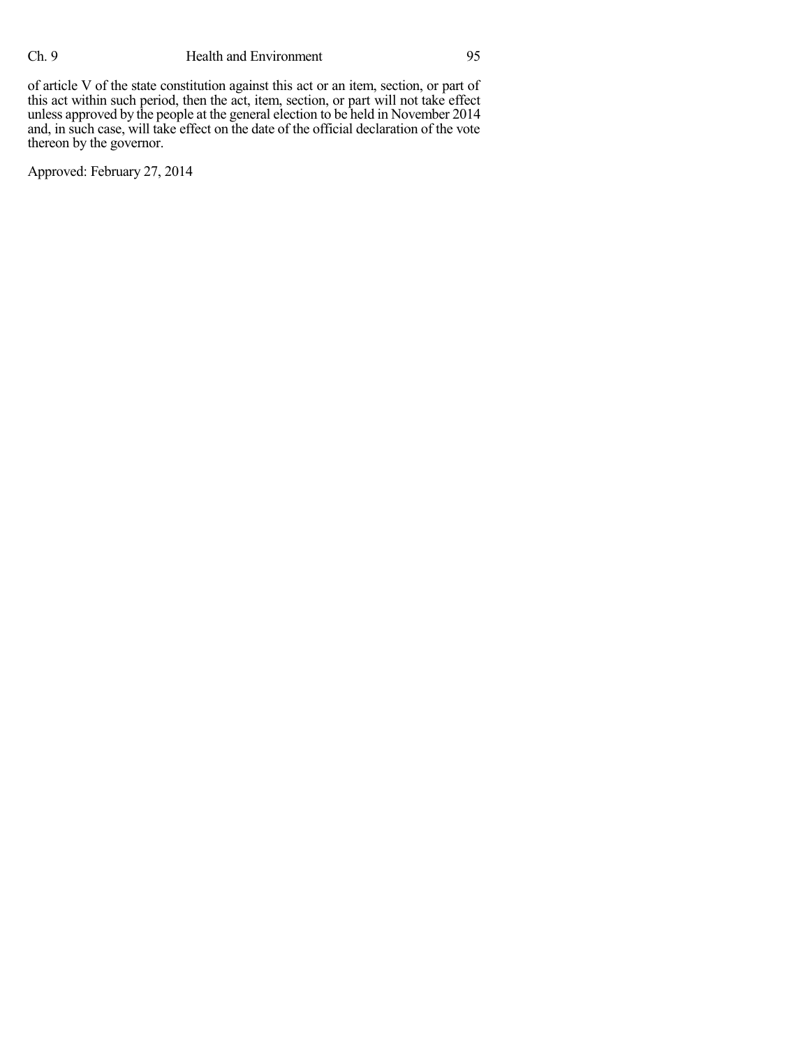of article V of the state constitution against this act or an item, section, or part of this act within such period, then the act, item, section, or part will not take effect unless approved by the people at the general election to be held in November 2014 and, in such case, will take effect on the date of the official declaration of the vote thereon by the governor.

Approved: February 27, 2014